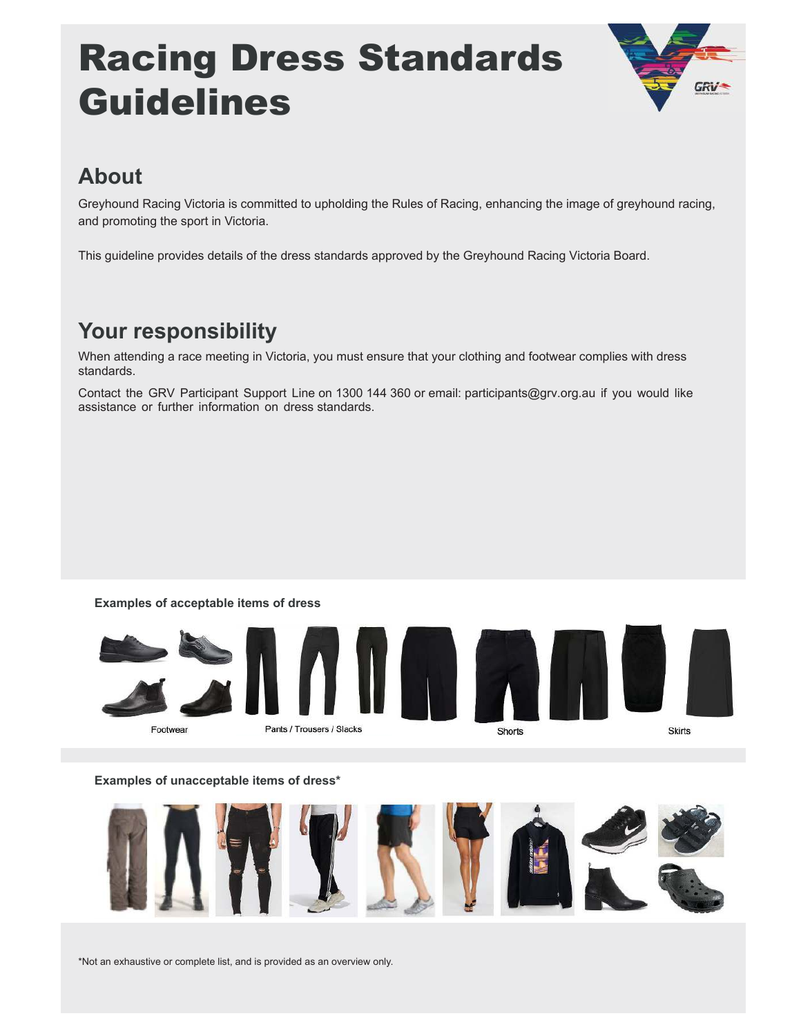# Racing Dress Standards Guidelines

## About

Greyhound Racing Victoria is committed to upholding the Rules of Racing, enhancing the image of greyhound racing, and promoting the sport in Victoria.

This guideline provides details of the dress standards approved by the Greyhound Racing Victoria Board.

## Your responsibility

When attending a race meeting in Victoria, you must ensure that your clothing and footwear complies with dress standards.

Contact the GRV Participant Support Line on 1300 144 360 or email: participants@grv.org.au if you would like assistance or further information on dress standards.

**Examples of acceptable items of dress**

Footwear

Pants / Trousers / Slacks

Shorts

Skirts

**Examples of unacceptable items of dress***

*Not an exhaustive or complete list, and is provided as an overview only.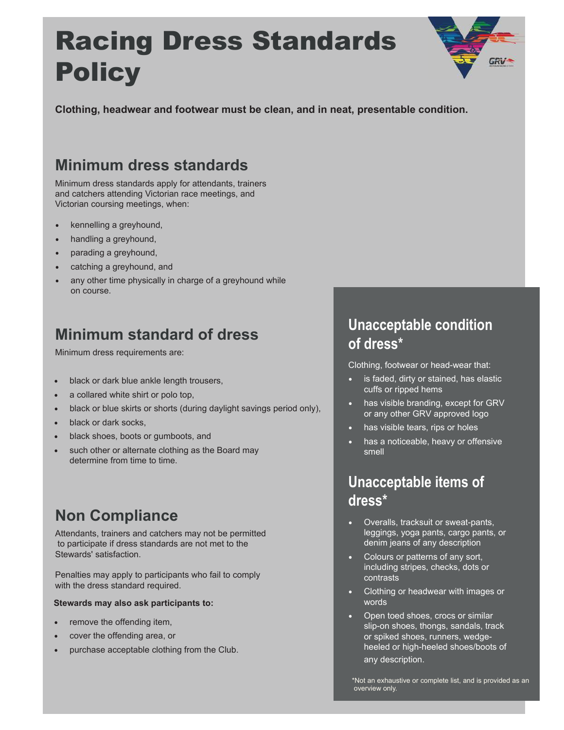# Racing Dress Standards Policy

**Clothing, headwear and footwear must be clean, and in neat, presentable condition.**

## Minimum dress standards

Minimum dress standards apply for attendants, trainers and catchers attending Victorian race meetings, and Victorian coursing meetings, when:

- kennelling a greyhound,
- handling a greyhound,
- parading a greyhound,
- catching a greyhound, and
- any other time physically in charge of a greyhound while on course.

## Minimum standard of dress

Minimum dress requirements are:

- black or dark blue ankle length trousers,
- a collared white shirt or polo top,
- black or blue skirts or shorts (during daylight savings period only),
- black or dark socks,
- black shoes, boots or gumboots, and
- such other or alternate clothing as the Board may determine from time to time.

## Non Compliance

Attendants, trainers and catchers may not be permitted to participate if dress standards are not met to the Stewards' satisfaction.

Penalties may apply to participants who fail to comply with the dress standard required.

**Stewards may also ask participants to:**

- remove the offending item,
- cover the offending area, or
- purchase acceptable clothing from the Club.

## Unacceptable condition of dress*

Clothing, footwear or head-wear that:

- is faded, dirty or stained, has elastic cuffs or ripped hems
- has visible branding, except for GRV or any other GRV approved logo
- has visible tears, rips or holes
- has a noticeable, heavy or offensive smell

## Unacceptable items of dress*

- Overalls, tracksuit or sweat-pants, leggings, yoga pants, cargo pants, or denim jeans of any description
- Colours or patterns of any sort, including stripes, checks, dots or contrasts
- Clothing or headwear with images or words
- Open toed shoes, crocs or similar slip-on shoes, thongs, sandals, track or spiked shoes, runners, wedge-heeled or high-heeled shoes/boots of any description.

*Not an exhaustive or complete list, and is provided as an overview only.